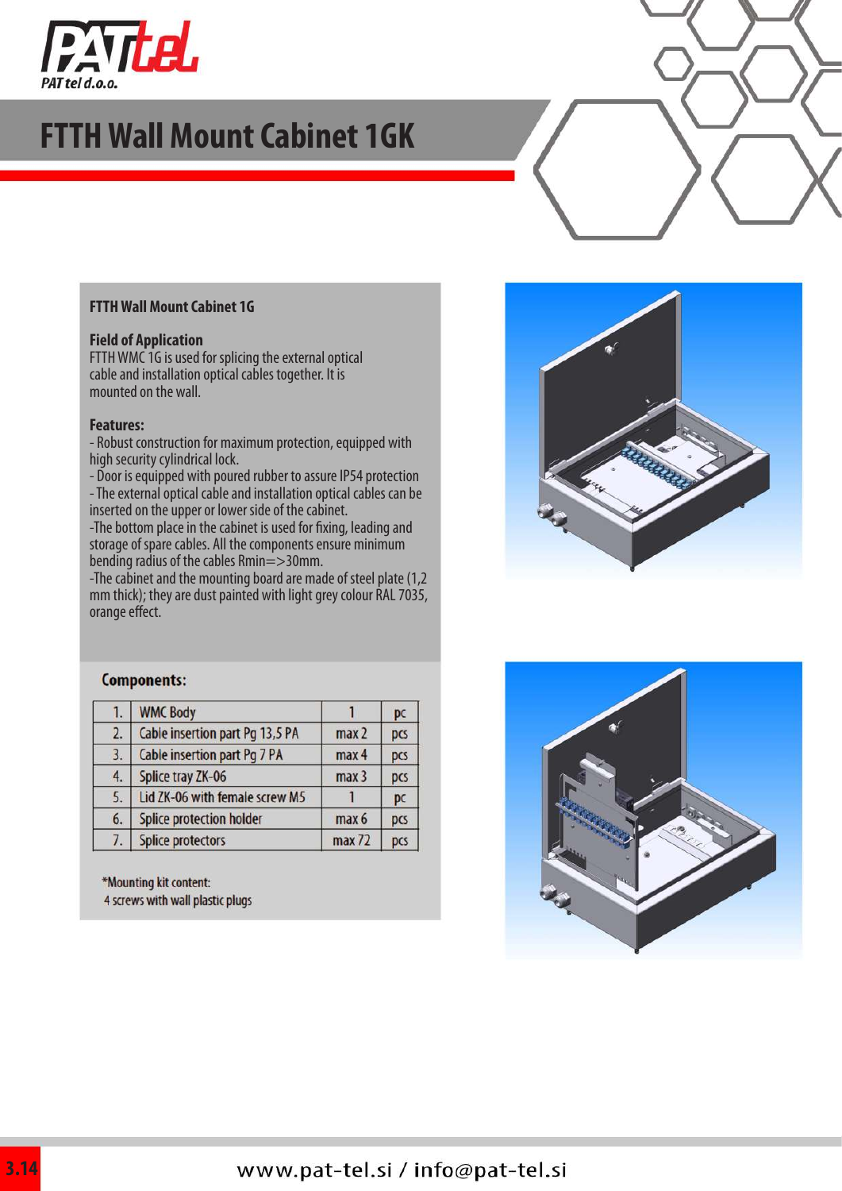# FTTH Wall Mount Cabinet 1GK

**FTTH Wall Mount Cabinet 1G**

**Field of Application**

FTTH WMC 1G is used for splicing the external optical cable and installation optical cables together. It is mounted on the wall.

**Features:**

- Robust construction for maximum protection, equipped with high security cylindrical lock.
- Door is equipped with poured rubber to assure IP54 protection
- The external optical cable and installation optical cables can be inserted on the upper or lower side of the cabinet.
- The bottom place in the cabinet is used for fixing, leading and storage of spare cables. All the components ensure minimum bending radius of the cables Rmin=>30mm.
- The cabinet and the mounting board are made of steel plate (1,2 mm thick); they are dust painted with light grey colour RAL 7035, orange effect.

**Components:**

| | | | |
|---|---|---|---|
| 1. | WMC Body | 1 | pc |
| 2. | Cable insertion part Pg 13,5 PA | max 2 | pcs |
| 3. | Cable insertion part Pg 7 PA | max 4 | pcs |
| 4. | Splice tray ZK-06 | max 3 | pcs |
| 5. | Lid ZK-06 with female screw M5 | 1 | pc |
| 6. | Splice protection holder | max 6 | pcs |
| 7. | Splice protectors | max 72 | pcs |

*Mounting kit content:
4 screws with wall plastic plugs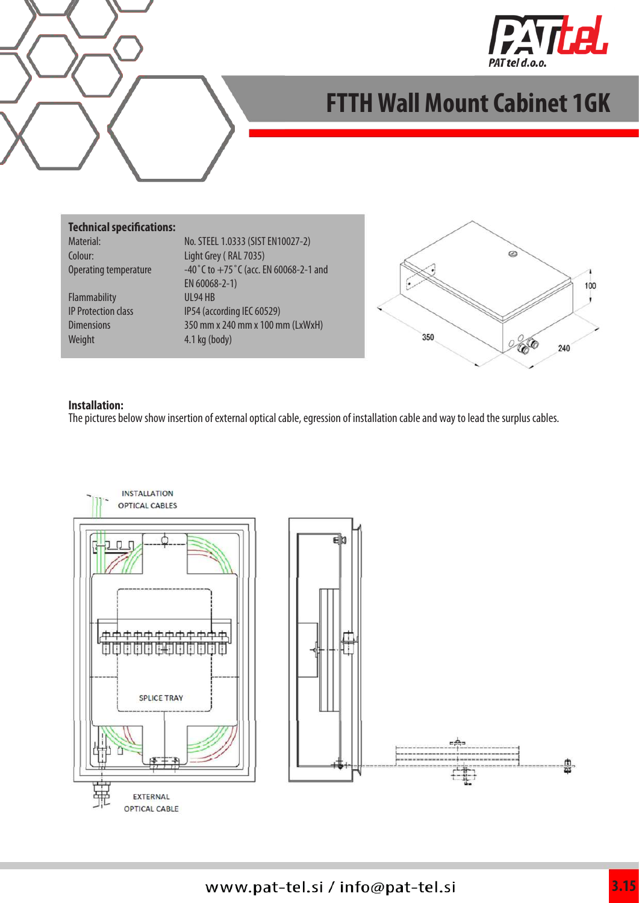# FTTH Wall Mount Cabinet 1GK

**Technical specifications:**

| | |
|---|---|
| Material: | No. STEEL 1.0333 (SIST EN10027-2) |
| Colour: | Light Grey ( RAL 7035) |
| Operating temperature | -40˚C to +75˚C (acc. EN 60068-2-1 and EN 60068-2-1) |
| Flammability | UL94 HB |
| IP Protection class | IP54 (according IEC 60529) |
| Dimensions | 350 mm x 240 mm x 100 mm (LxWxH) |
| Weight | 4.1 kg (body) |

100

350

240

**Installation:**

The pictures below show insertion of external optical cable, egression of installation cable and way to lead the surplus cables.

INSTALLATION OPTICAL CABLES

SPLICE TRAY

EXTERNAL OPTICAL CABLE